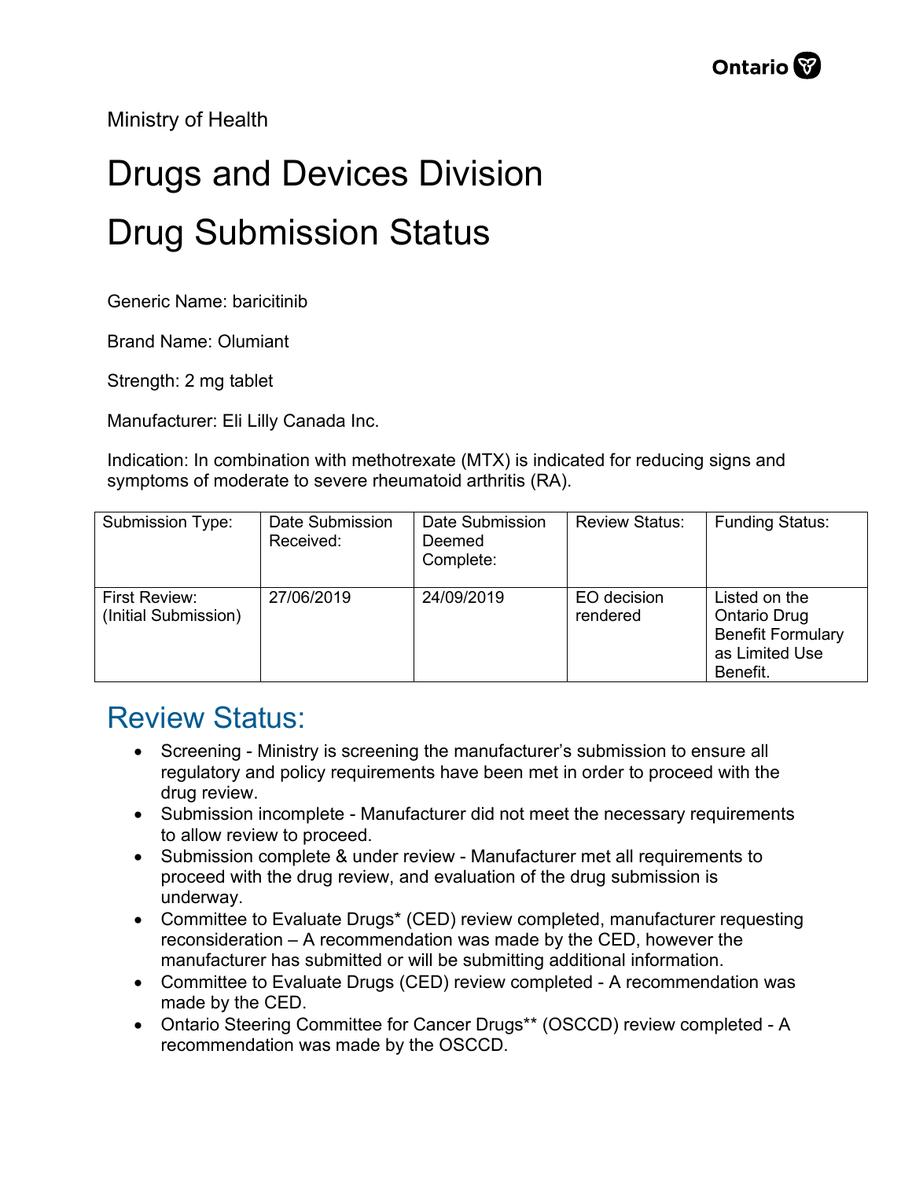Ministry of Health

# Drugs and Devices Division

# Drug Submission Status

Generic Name: baricitinib

Brand Name: Olumiant

Strength: 2 mg tablet

Manufacturer: Eli Lilly Canada Inc.

Indication: In combination with methotrexate (MTX) is indicated for reducing signs and symptoms of moderate to severe rheumatoid arthritis (RA).

| Submission Type: | Date Submission Received: | Date Submission Deemed Complete: | Review Status: | Funding Status: |
|---|---|---|---|---|
| First Review: (Initial Submission) | 27/06/2019 | 24/09/2019 | EO decision rendered | Listed on the Ontario Drug Benefit Formulary as Limited Use Benefit. |

## Review Status:

- Screening - Ministry is screening the manufacturer's submission to ensure all regulatory and policy requirements have been met in order to proceed with the drug review.
- Submission incomplete - Manufacturer did not meet the necessary requirements to allow review to proceed.
- Submission complete & under review - Manufacturer met all requirements to proceed with the drug review, and evaluation of the drug submission is underway.
- Committee to Evaluate Drugs* (CED) review completed, manufacturer requesting reconsideration – A recommendation was made by the CED, however the manufacturer has submitted or will be submitting additional information.
- Committee to Evaluate Drugs (CED) review completed - A recommendation was made by the CED.
- Ontario Steering Committee for Cancer Drugs** (OSCCD) review completed - A recommendation was made by the OSCCD.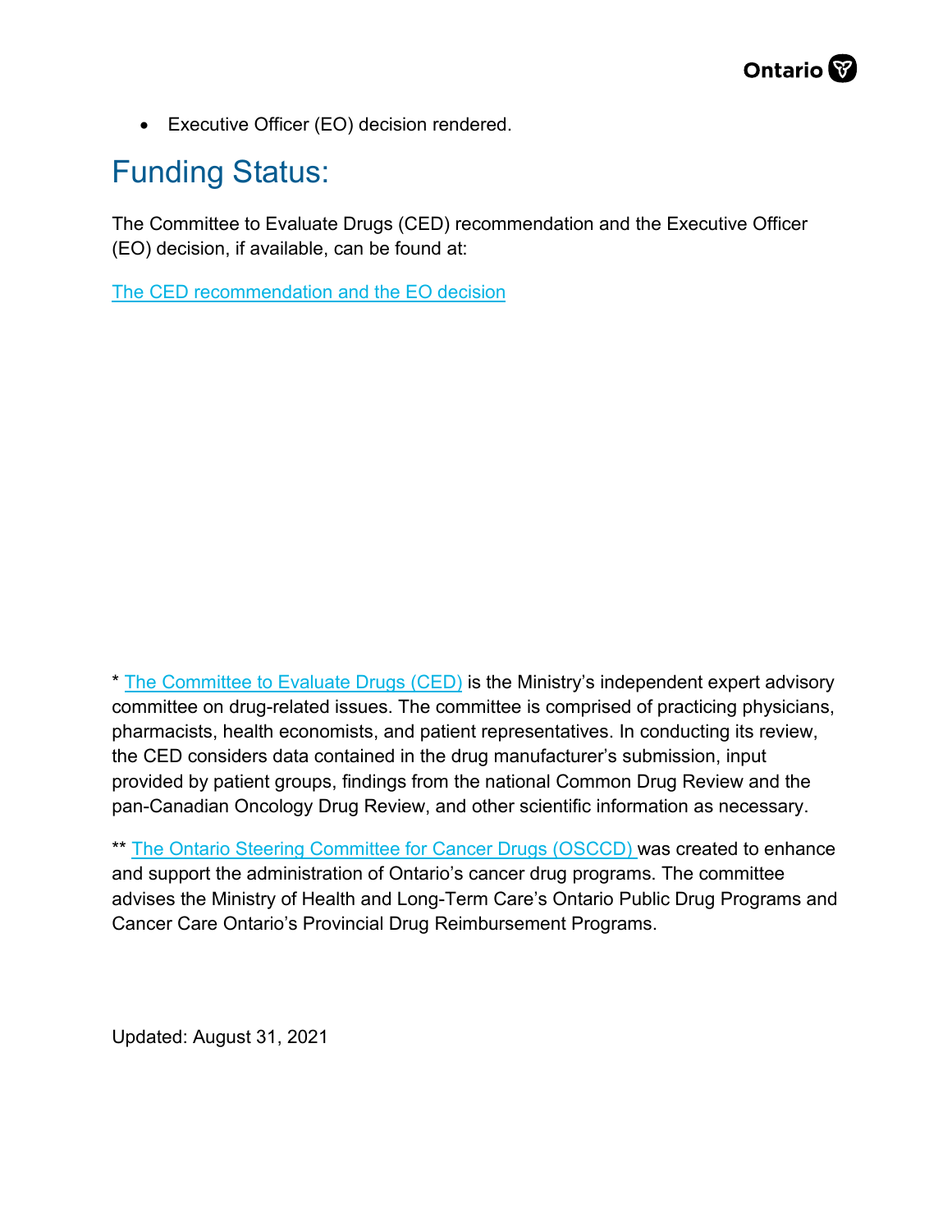- Executive Officer (EO) decision rendered.

## Funding Status:

The Committee to Evaluate Drugs (CED) recommendation and the Executive Officer (EO) decision, if available, can be found at:

The CED recommendation and the EO decision

* The Committee to Evaluate Drugs (CED) is the Ministry's independent expert advisory committee on drug-related issues. The committee is comprised of practicing physicians, pharmacists, health economists, and patient representatives. In conducting its review, the CED considers data contained in the drug manufacturer's submission, input provided by patient groups, findings from the national Common Drug Review and the pan-Canadian Oncology Drug Review, and other scientific information as necessary.

** The Ontario Steering Committee for Cancer Drugs (OSCCD) was created to enhance and support the administration of Ontario's cancer drug programs. The committee advises the Ministry of Health and Long-Term Care's Ontario Public Drug Programs and Cancer Care Ontario's Provincial Drug Reimbursement Programs.

Updated: August 31, 2021